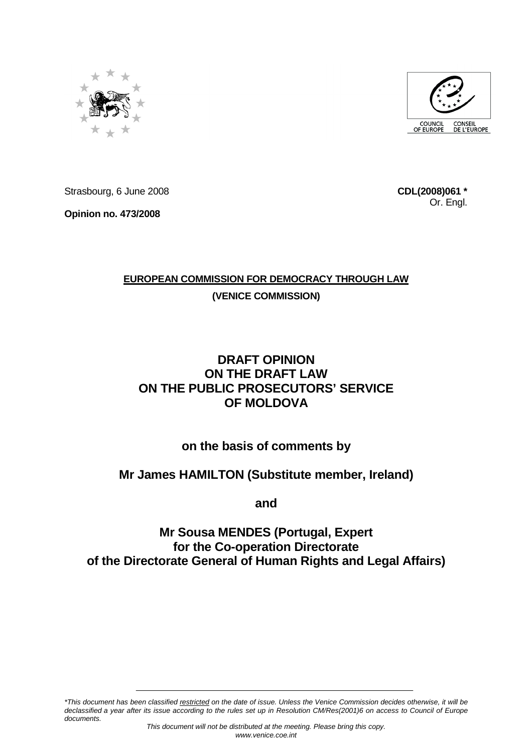Strasbourg, 6 June 2008

**CDL(2008)061 ***
Or. Engl.

**Opinion no. 473/2008**

**EUROPEAN COMMISSION FOR DEMOCRACY THROUGH LAW**

**(VENICE COMMISSION)**

# DRAFT OPINION ON THE DRAFT LAW ON THE PUBLIC PROSECUTORS' SERVICE OF MOLDOVA

## on the basis of comments by

## Mr James HAMILTON (Substitute member, Ireland)

## and

## Mr Sousa MENDES (Portugal, Expert for the Co-operation Directorate of the Directorate General of Human Rights and Legal Affairs)

*\*This document has been classified restricted on the date of issue. Unless the Venice Commission decides otherwise, it will be declassified a year after its issue according to the rules set up in Resolution CM/Res(2001)6 on access to Council of Europe documents.*

*This document will not be distributed at the meeting. Please bring this copy.*
*www.venice.coe.int*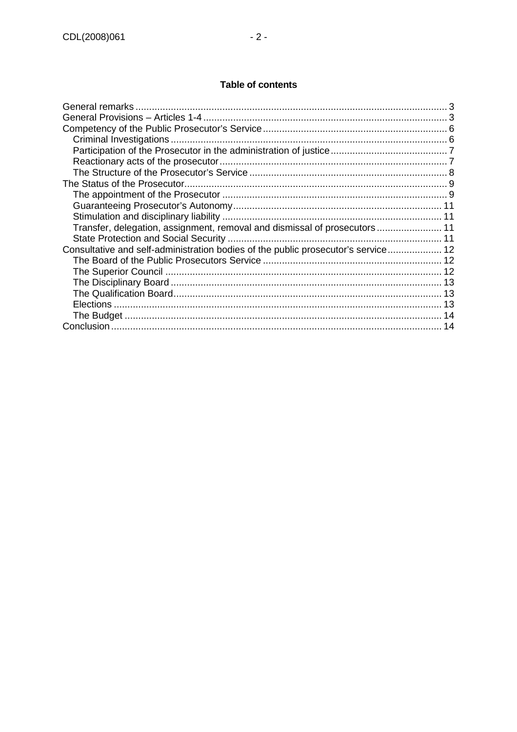**Table of contents**

General remarks ... 3
General Provisions – Articles 1-4 ... 3
Competency of the Public Prosecutor's Service ... 6
- Criminal Investigations ... 6
- Participation of the Prosecutor in the administration of justice ... 7
- Reactionary acts of the prosecutor ... 7
- The Structure of the Prosecutor's Service ... 8

The Status of the Prosecutor ... 9
- The appointment of the Prosecutor ... 9
- Guaranteeing Prosecutor's Autonomy ... 11
- Stimulation and disciplinary liability ... 11
- Transfer, delegation, assignment, removal and dismissal of prosecutors ... 11
- State Protection and Social Security ... 11

Consultative and self-administration bodies of the public prosecutor's service ... 12
- The Board of the Public Prosecutors Service ... 12
- The Superior Council ... 12
- The Disciplinary Board ... 13
- The Qualification Board ... 13
- Elections ... 13
- The Budget ... 14

Conclusion ... 14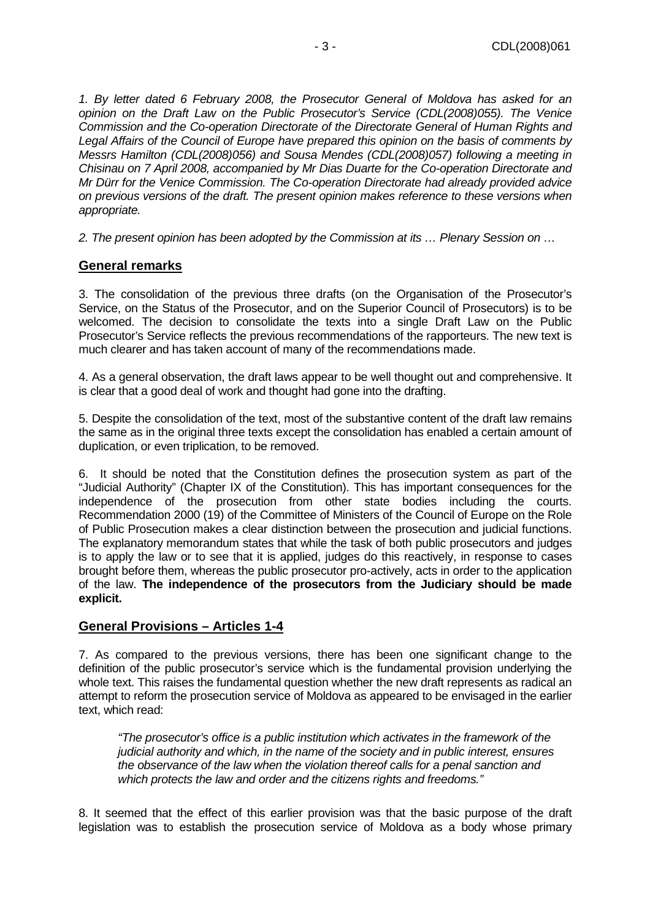*1. By letter dated 6 February 2008, the Prosecutor General of Moldova has asked for an opinion on the Draft Law on the Public Prosecutor's Service (CDL(2008)055). The Venice Commission and the Co-operation Directorate of the Directorate General of Human Rights and Legal Affairs of the Council of Europe have prepared this opinion on the basis of comments by Messrs Hamilton (CDL(2008)056) and Sousa Mendes (CDL(2008)057) following a meeting in Chisinau on 7 April 2008, accompanied by Mr Dias Duarte for the Co-operation Directorate and Mr Dürr for the Venice Commission. The Co-operation Directorate had already provided advice on previous versions of the draft. The present opinion makes reference to these versions when appropriate.*

*2. The present opinion has been adopted by the Commission at its … Plenary Session on …*

## General remarks

3. The consolidation of the previous three drafts (on the Organisation of the Prosecutor's Service, on the Status of the Prosecutor, and on the Superior Council of Prosecutors) is to be welcomed. The decision to consolidate the texts into a single Draft Law on the Public Prosecutor's Service reflects the previous recommendations of the rapporteurs. The new text is much clearer and has taken account of many of the recommendations made.

4. As a general observation, the draft laws appear to be well thought out and comprehensive. It is clear that a good deal of work and thought had gone into the drafting.

5. Despite the consolidation of the text, most of the substantive content of the draft law remains the same as in the original three texts except the consolidation has enabled a certain amount of duplication, or even triplication, to be removed.

6. It should be noted that the Constitution defines the prosecution system as part of the "Judicial Authority" (Chapter IX of the Constitution). This has important consequences for the independence of the prosecution from other state bodies including the courts. Recommendation 2000 (19) of the Committee of Ministers of the Council of Europe on the Role of Public Prosecution makes a clear distinction between the prosecution and judicial functions. The explanatory memorandum states that while the task of both public prosecutors and judges is to apply the law or to see that it is applied, judges do this reactively, in response to cases brought before them, whereas the public prosecutor pro-actively, acts in order to the application of the law. **The independence of the prosecutors from the Judiciary should be made explicit.**

## General Provisions – Articles 1-4

7. As compared to the previous versions, there has been one significant change to the definition of the public prosecutor's service which is the fundamental provision underlying the whole text. This raises the fundamental question whether the new draft represents as radical an attempt to reform the prosecution service of Moldova as appeared to be envisaged in the earlier text, which read:

> *"The prosecutor's office is a public institution which activates in the framework of the judicial authority and which, in the name of the society and in public interest, ensures the observance of the law when the violation thereof calls for a penal sanction and which protects the law and order and the citizens rights and freedoms."*

8. It seemed that the effect of this earlier provision was that the basic purpose of the draft legislation was to establish the prosecution service of Moldova as a body whose primary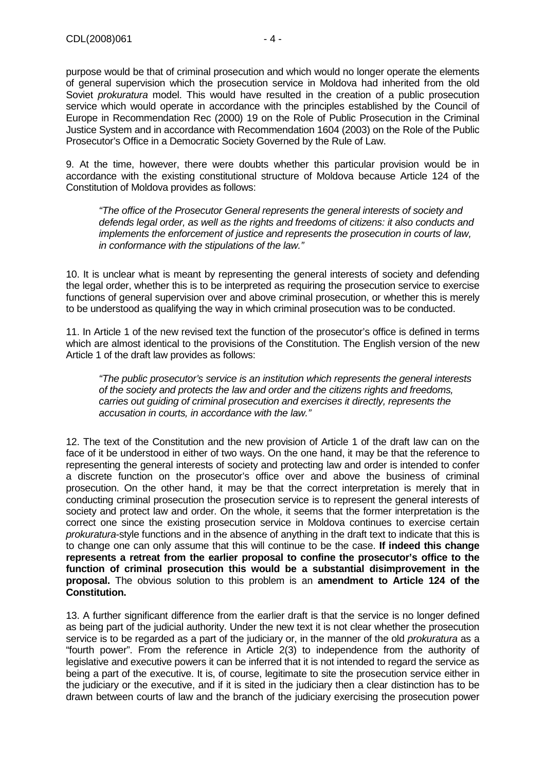purpose would be that of criminal prosecution and which would no longer operate the elements of general supervision which the prosecution service in Moldova had inherited from the old Soviet *prokuratura* model. This would have resulted in the creation of a public prosecution service which would operate in accordance with the principles established by the Council of Europe in Recommendation Rec (2000) 19 on the Role of Public Prosecution in the Criminal Justice System and in accordance with Recommendation 1604 (2003) on the Role of the Public Prosecutor's Office in a Democratic Society Governed by the Rule of Law.

9. At the time, however, there were doubts whether this particular provision would be in accordance with the existing constitutional structure of Moldova because Article 124 of the Constitution of Moldova provides as follows:

> *"The office of the Prosecutor General represents the general interests of society and defends legal order, as well as the rights and freedoms of citizens: it also conducts and implements the enforcement of justice and represents the prosecution in courts of law, in conformance with the stipulations of the law."*

10. It is unclear what is meant by representing the general interests of society and defending the legal order, whether this is to be interpreted as requiring the prosecution service to exercise functions of general supervision over and above criminal prosecution, or whether this is merely to be understood as qualifying the way in which criminal prosecution was to be conducted.

11. In Article 1 of the new revised text the function of the prosecutor's office is defined in terms which are almost identical to the provisions of the Constitution. The English version of the new Article 1 of the draft law provides as follows:

> *"The public prosecutor's service is an institution which represents the general interests of the society and protects the law and order and the citizens rights and freedoms, carries out guiding of criminal prosecution and exercises it directly, represents the accusation in courts, in accordance with the law."*

12. The text of the Constitution and the new provision of Article 1 of the draft law can on the face of it be understood in either of two ways. On the one hand, it may be that the reference to representing the general interests of society and protecting law and order is intended to confer a discrete function on the prosecutor's office over and above the business of criminal prosecution. On the other hand, it may be that the correct interpretation is merely that in conducting criminal prosecution the prosecution service is to represent the general interests of society and protect law and order. On the whole, it seems that the former interpretation is the correct one since the existing prosecution service in Moldova continues to exercise certain *prokuratura*-style functions and in the absence of anything in the draft text to indicate that this is to change one can only assume that this will continue to be the case. **If indeed this change represents a retreat from the earlier proposal to confine the prosecutor's office to the function of criminal prosecution this would be a substantial disimprovement in the proposal.** The obvious solution to this problem is an **amendment to Article 124 of the Constitution.**

13. A further significant difference from the earlier draft is that the service is no longer defined as being part of the judicial authority. Under the new text it is not clear whether the prosecution service is to be regarded as a part of the judiciary or, in the manner of the old *prokuratura* as a "fourth power". From the reference in Article 2(3) to independence from the authority of legislative and executive powers it can be inferred that it is not intended to regard the service as being a part of the executive. It is, of course, legitimate to site the prosecution service either in the judiciary or the executive, and if it is sited in the judiciary then a clear distinction has to be drawn between courts of law and the branch of the judiciary exercising the prosecution power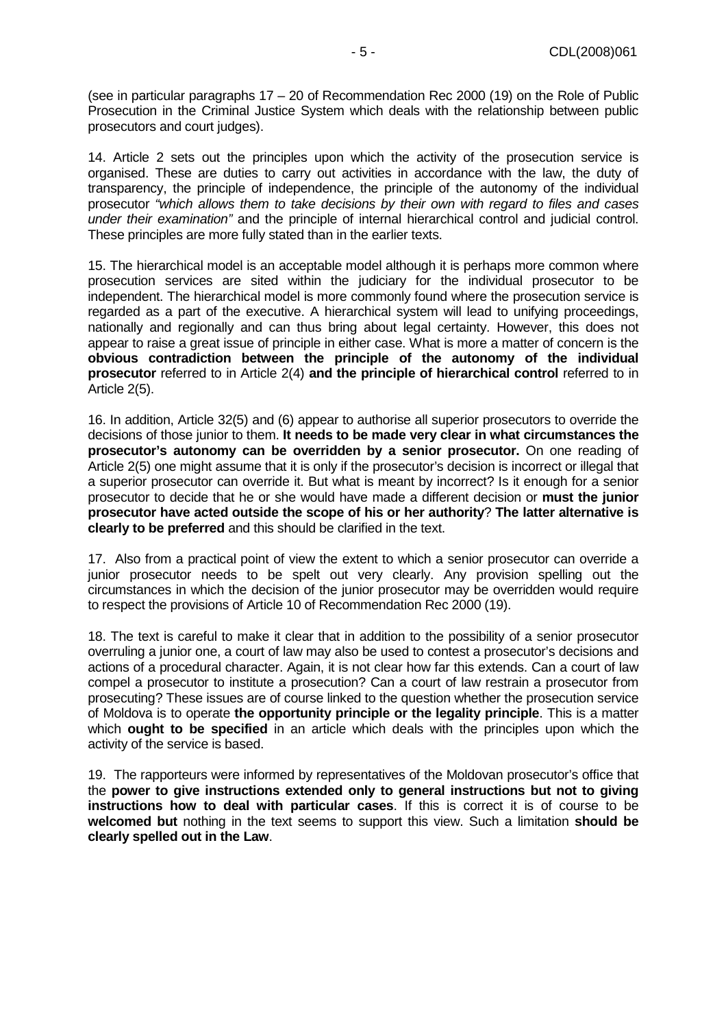(see in particular paragraphs 17 – 20 of Recommendation Rec 2000 (19) on the Role of Public Prosecution in the Criminal Justice System which deals with the relationship between public prosecutors and court judges).

14. Article 2 sets out the principles upon which the activity of the prosecution service is organised. These are duties to carry out activities in accordance with the law, the duty of transparency, the principle of independence, the principle of the autonomy of the individual prosecutor *"which allows them to take decisions by their own with regard to files and cases under their examination"* and the principle of internal hierarchical control and judicial control. These principles are more fully stated than in the earlier texts.

15. The hierarchical model is an acceptable model although it is perhaps more common where prosecution services are sited within the judiciary for the individual prosecutor to be independent. The hierarchical model is more commonly found where the prosecution service is regarded as a part of the executive. A hierarchical system will lead to unifying proceedings, nationally and regionally and can thus bring about legal certainty. However, this does not appear to raise a great issue of principle in either case. What is more a matter of concern is the **obvious contradiction between the principle of the autonomy of the individual prosecutor** referred to in Article 2(4) **and the principle of hierarchical control** referred to in Article 2(5).

16. In addition, Article 32(5) and (6) appear to authorise all superior prosecutors to override the decisions of those junior to them. **It needs to be made very clear in what circumstances the prosecutor's autonomy can be overridden by a senior prosecutor.** On one reading of Article 2(5) one might assume that it is only if the prosecutor's decision is incorrect or illegal that a superior prosecutor can override it. But what is meant by incorrect? Is it enough for a senior prosecutor to decide that he or she would have made a different decision or **must the junior prosecutor have acted outside the scope of his or her authority**? **The latter alternative is clearly to be preferred** and this should be clarified in the text.

17. Also from a practical point of view the extent to which a senior prosecutor can override a junior prosecutor needs to be spelt out very clearly. Any provision spelling out the circumstances in which the decision of the junior prosecutor may be overridden would require to respect the provisions of Article 10 of Recommendation Rec 2000 (19).

18. The text is careful to make it clear that in addition to the possibility of a senior prosecutor overruling a junior one, a court of law may also be used to contest a prosecutor's decisions and actions of a procedural character. Again, it is not clear how far this extends. Can a court of law compel a prosecutor to institute a prosecution? Can a court of law restrain a prosecutor from prosecuting? These issues are of course linked to the question whether the prosecution service of Moldova is to operate **the opportunity principle or the legality principle**. This is a matter which **ought to be specified** in an article which deals with the principles upon which the activity of the service is based.

19. The rapporteurs were informed by representatives of the Moldovan prosecutor's office that the **power to give instructions extended only to general instructions but not to giving instructions how to deal with particular cases**. If this is correct it is of course to be **welcomed but** nothing in the text seems to support this view. Such a limitation **should be clearly spelled out in the Law**.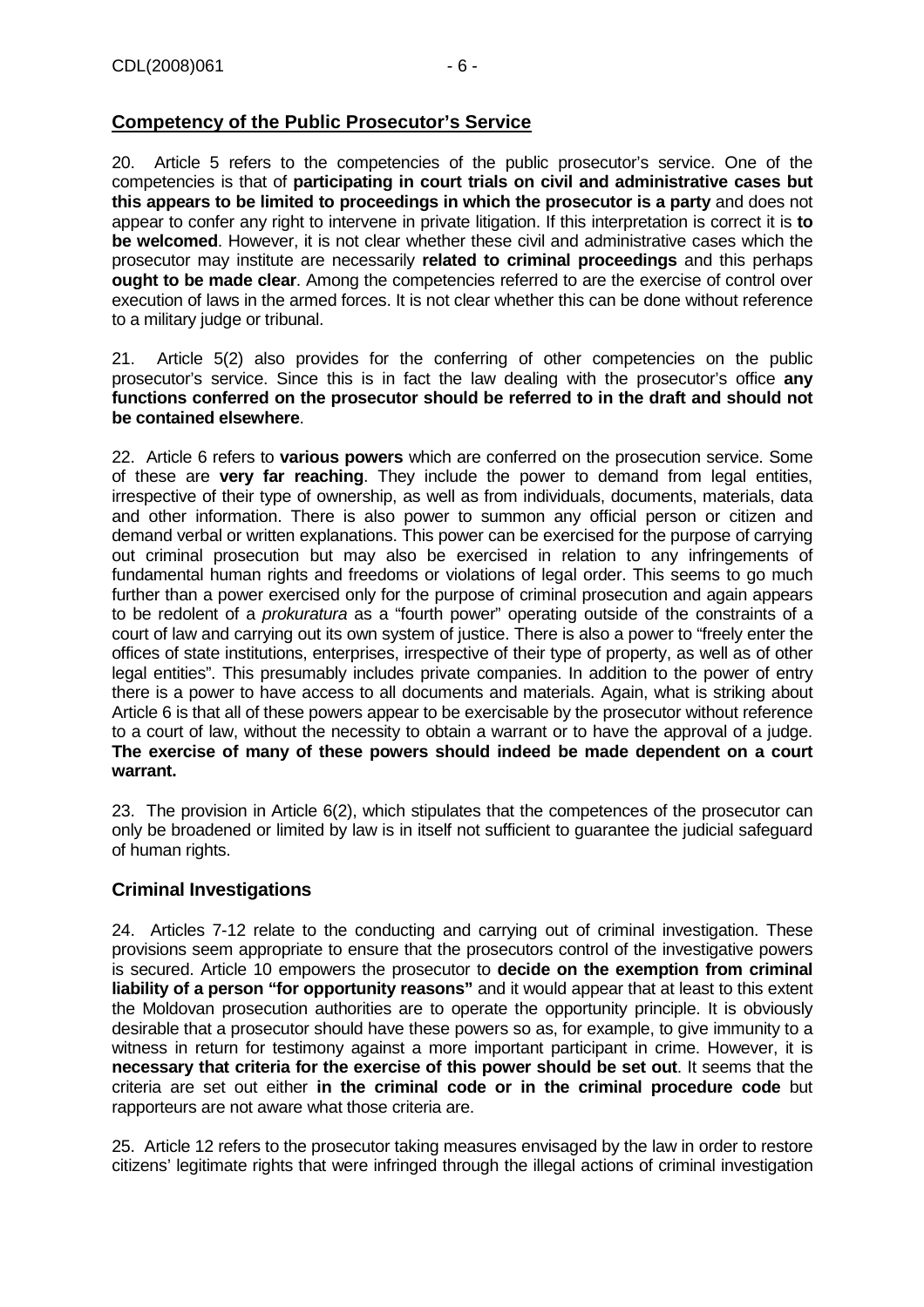## Competency of the Public Prosecutor's Service

20. Article 5 refers to the competencies of the public prosecutor's service. One of the competencies is that of **participating in court trials on civil and administrative cases but this appears to be limited to proceedings in which the prosecutor is a party** and does not appear to confer any right to intervene in private litigation. If this interpretation is correct it is **to be welcomed**. However, it is not clear whether these civil and administrative cases which the prosecutor may institute are necessarily **related to criminal proceedings** and this perhaps **ought to be made clear**. Among the competencies referred to are the exercise of control over execution of laws in the armed forces. It is not clear whether this can be done without reference to a military judge or tribunal.

21. Article 5(2) also provides for the conferring of other competencies on the public prosecutor's service. Since this is in fact the law dealing with the prosecutor's office **any functions conferred on the prosecutor should be referred to in the draft and should not be contained elsewhere**.

22. Article 6 refers to **various powers** which are conferred on the prosecution service. Some of these are **very far reaching**. They include the power to demand from legal entities, irrespective of their type of ownership, as well as from individuals, documents, materials, data and other information. There is also power to summon any official person or citizen and demand verbal or written explanations. This power can be exercised for the purpose of carrying out criminal prosecution but may also be exercised in relation to any infringements of fundamental human rights and freedoms or violations of legal order. This seems to go much further than a power exercised only for the purpose of criminal prosecution and again appears to be redolent of a *prokuratura* as a "fourth power" operating outside of the constraints of a court of law and carrying out its own system of justice. There is also a power to "freely enter the offices of state institutions, enterprises, irrespective of their type of property, as well as of other legal entities". This presumably includes private companies. In addition to the power of entry there is a power to have access to all documents and materials. Again, what is striking about Article 6 is that all of these powers appear to be exercisable by the prosecutor without reference to a court of law, without the necessity to obtain a warrant or to have the approval of a judge. **The exercise of many of these powers should indeed be made dependent on a court warrant.**

23. The provision in Article 6(2), which stipulates that the competences of the prosecutor can only be broadened or limited by law is in itself not sufficient to guarantee the judicial safeguard of human rights.

## Criminal Investigations

24. Articles 7-12 relate to the conducting and carrying out of criminal investigation. These provisions seem appropriate to ensure that the prosecutors control of the investigative powers is secured. Article 10 empowers the prosecutor to **decide on the exemption from criminal liability of a person "for opportunity reasons"** and it would appear that at least to this extent the Moldovan prosecution authorities are to operate the opportunity principle. It is obviously desirable that a prosecutor should have these powers so as, for example, to give immunity to a witness in return for testimony against a more important participant in crime. However, it is **necessary that criteria for the exercise of this power should be set out**. It seems that the criteria are set out either **in the criminal code or in the criminal procedure code** but rapporteurs are not aware what those criteria are.

25. Article 12 refers to the prosecutor taking measures envisaged by the law in order to restore citizens' legitimate rights that were infringed through the illegal actions of criminal investigation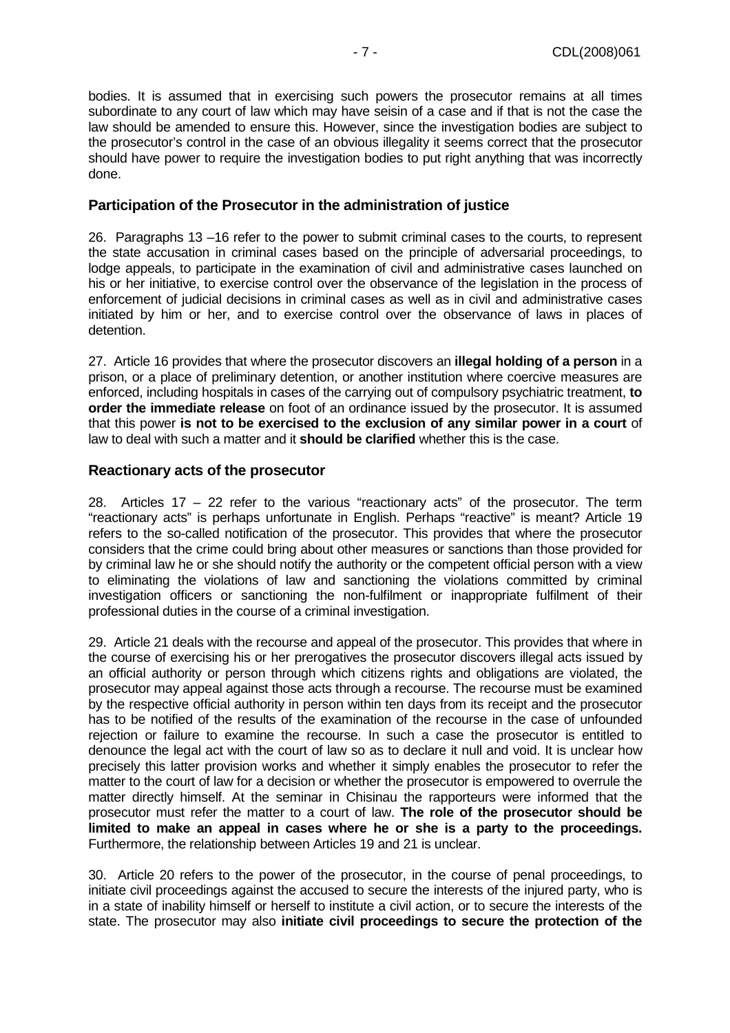bodies. It is assumed that in exercising such powers the prosecutor remains at all times subordinate to any court of law which may have seisin of a case and if that is not the case the law should be amended to ensure this. However, since the investigation bodies are subject to the prosecutor's control in the case of an obvious illegality it seems correct that the prosecutor should have power to require the investigation bodies to put right anything that was incorrectly done.

## Participation of the Prosecutor in the administration of justice

26. Paragraphs 13 –16 refer to the power to submit criminal cases to the courts, to represent the state accusation in criminal cases based on the principle of adversarial proceedings, to lodge appeals, to participate in the examination of civil and administrative cases launched on his or her initiative, to exercise control over the observance of the legislation in the process of enforcement of judicial decisions in criminal cases as well as in civil and administrative cases initiated by him or her, and to exercise control over the observance of laws in places of detention.

27. Article 16 provides that where the prosecutor discovers an **illegal holding of a person** in a prison, or a place of preliminary detention, or another institution where coercive measures are enforced, including hospitals in cases of the carrying out of compulsory psychiatric treatment, **to order the immediate release** on foot of an ordinance issued by the prosecutor. It is assumed that this power **is not to be exercised to the exclusion of any similar power in a court** of law to deal with such a matter and it **should be clarified** whether this is the case.

## Reactionary acts of the prosecutor

28. Articles 17 – 22 refer to the various "reactionary acts" of the prosecutor. The term "reactionary acts" is perhaps unfortunate in English. Perhaps "reactive" is meant? Article 19 refers to the so-called notification of the prosecutor. This provides that where the prosecutor considers that the crime could bring about other measures or sanctions than those provided for by criminal law he or she should notify the authority or the competent official person with a view to eliminating the violations of law and sanctioning the violations committed by criminal investigation officers or sanctioning the non-fulfilment or inappropriate fulfilment of their professional duties in the course of a criminal investigation.

29. Article 21 deals with the recourse and appeal of the prosecutor. This provides that where in the course of exercising his or her prerogatives the prosecutor discovers illegal acts issued by an official authority or person through which citizens rights and obligations are violated, the prosecutor may appeal against those acts through a recourse. The recourse must be examined by the respective official authority in person within ten days from its receipt and the prosecutor has to be notified of the results of the examination of the recourse in the case of unfounded rejection or failure to examine the recourse. In such a case the prosecutor is entitled to denounce the legal act with the court of law so as to declare it null and void. It is unclear how precisely this latter provision works and whether it simply enables the prosecutor to refer the matter to the court of law for a decision or whether the prosecutor is empowered to overrule the matter directly himself. At the seminar in Chisinau the rapporteurs were informed that the prosecutor must refer the matter to a court of law. **The role of the prosecutor should be limited to make an appeal in cases where he or she is a party to the proceedings.** Furthermore, the relationship between Articles 19 and 21 is unclear.

30. Article 20 refers to the power of the prosecutor, in the course of penal proceedings, to initiate civil proceedings against the accused to secure the interests of the injured party, who is in a state of inability himself or herself to institute a civil action, or to secure the interests of the state. The prosecutor may also **initiate civil proceedings to secure the protection of the**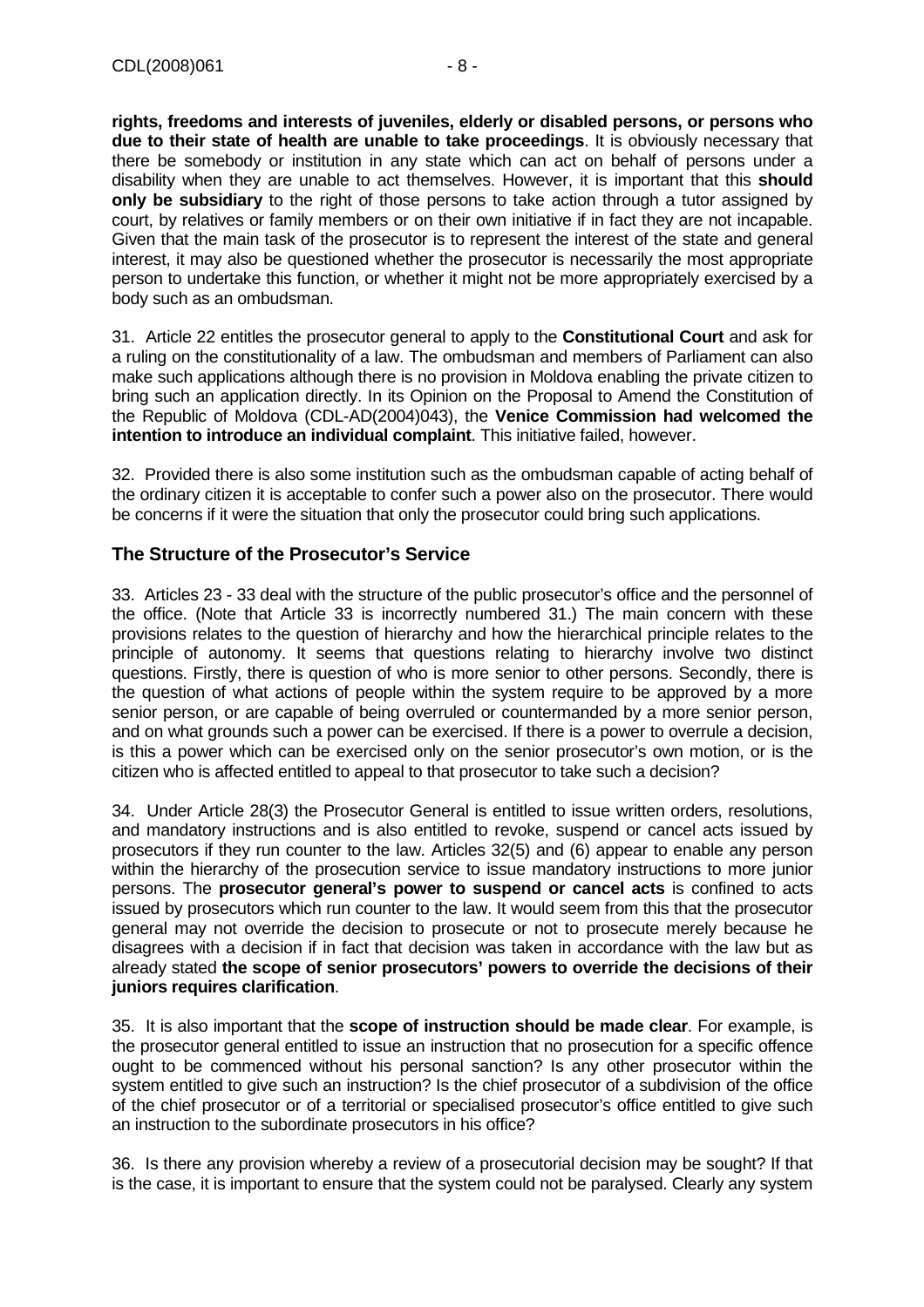**rights, freedoms and interests of juveniles, elderly or disabled persons, or persons who due to their state of health are unable to take proceedings**. It is obviously necessary that there be somebody or institution in any state which can act on behalf of persons under a disability when they are unable to act themselves. However, it is important that this **should only be subsidiary** to the right of those persons to take action through a tutor assigned by court, by relatives or family members or on their own initiative if in fact they are not incapable. Given that the main task of the prosecutor is to represent the interest of the state and general interest, it may also be questioned whether the prosecutor is necessarily the most appropriate person to undertake this function, or whether it might not be more appropriately exercised by a body such as an ombudsman.

31. Article 22 entitles the prosecutor general to apply to the **Constitutional Court** and ask for a ruling on the constitutionality of a law. The ombudsman and members of Parliament can also make such applications although there is no provision in Moldova enabling the private citizen to bring such an application directly. In its Opinion on the Proposal to Amend the Constitution of the Republic of Moldova (CDL-AD(2004)043), the **Venice Commission had welcomed the intention to introduce an individual complaint**. This initiative failed, however.

32. Provided there is also some institution such as the ombudsman capable of acting behalf of the ordinary citizen it is acceptable to confer such a power also on the prosecutor. There would be concerns if it were the situation that only the prosecutor could bring such applications.

## The Structure of the Prosecutor's Service

33. Articles 23 - 33 deal with the structure of the public prosecutor's office and the personnel of the office. (Note that Article 33 is incorrectly numbered 31.) The main concern with these provisions relates to the question of hierarchy and how the hierarchical principle relates to the principle of autonomy. It seems that questions relating to hierarchy involve two distinct questions. Firstly, there is question of who is more senior to other persons. Secondly, there is the question of what actions of people within the system require to be approved by a more senior person, or are capable of being overruled or countermanded by a more senior person, and on what grounds such a power can be exercised. If there is a power to overrule a decision, is this a power which can be exercised only on the senior prosecutor's own motion, or is the citizen who is affected entitled to appeal to that prosecutor to take such a decision?

34. Under Article 28(3) the Prosecutor General is entitled to issue written orders, resolutions, and mandatory instructions and is also entitled to revoke, suspend or cancel acts issued by prosecutors if they run counter to the law. Articles 32(5) and (6) appear to enable any person within the hierarchy of the prosecution service to issue mandatory instructions to more junior persons. The **prosecutor general's power to suspend or cancel acts** is confined to acts issued by prosecutors which run counter to the law. It would seem from this that the prosecutor general may not override the decision to prosecute or not to prosecute merely because he disagrees with a decision if in fact that decision was taken in accordance with the law but as already stated **the scope of senior prosecutors' powers to override the decisions of their juniors requires clarification**.

35. It is also important that the **scope of instruction should be made clear**. For example, is the prosecutor general entitled to issue an instruction that no prosecution for a specific offence ought to be commenced without his personal sanction? Is any other prosecutor within the system entitled to give such an instruction? Is the chief prosecutor of a subdivision of the office of the chief prosecutor or of a territorial or specialised prosecutor's office entitled to give such an instruction to the subordinate prosecutors in his office?

36. Is there any provision whereby a review of a prosecutorial decision may be sought? If that is the case, it is important to ensure that the system could not be paralysed. Clearly any system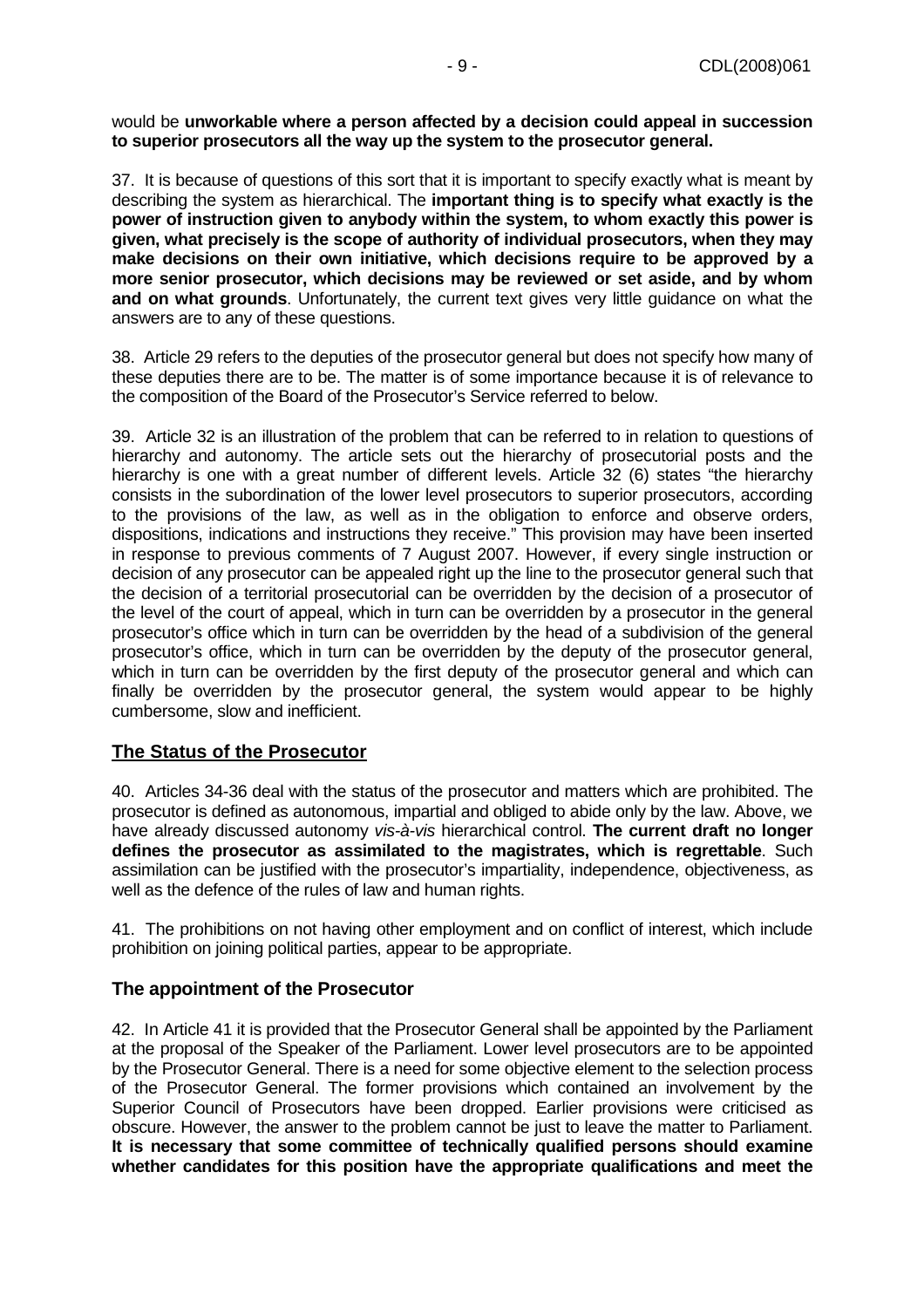would be **unworkable where a person affected by a decision could appeal in succession to superior prosecutors all the way up the system to the prosecutor general.**

37. It is because of questions of this sort that it is important to specify exactly what is meant by describing the system as hierarchical. The **important thing is to specify what exactly is the power of instruction given to anybody within the system, to whom exactly this power is given, what precisely is the scope of authority of individual prosecutors, when they may make decisions on their own initiative, which decisions require to be approved by a more senior prosecutor, which decisions may be reviewed or set aside, and by whom and on what grounds**. Unfortunately, the current text gives very little guidance on what the answers are to any of these questions.

38. Article 29 refers to the deputies of the prosecutor general but does not specify how many of these deputies there are to be. The matter is of some importance because it is of relevance to the composition of the Board of the Prosecutor's Service referred to below.

39. Article 32 is an illustration of the problem that can be referred to in relation to questions of hierarchy and autonomy. The article sets out the hierarchy of prosecutorial posts and the hierarchy is one with a great number of different levels. Article 32 (6) states "the hierarchy consists in the subordination of the lower level prosecutors to superior prosecutors, according to the provisions of the law, as well as in the obligation to enforce and observe orders, dispositions, indications and instructions they receive." This provision may have been inserted in response to previous comments of 7 August 2007. However, if every single instruction or decision of any prosecutor can be appealed right up the line to the prosecutor general such that the decision of a territorial prosecutorial can be overridden by the decision of a prosecutor of the level of the court of appeal, which in turn can be overridden by a prosecutor in the general prosecutor's office which in turn can be overridden by the head of a subdivision of the general prosecutor's office, which in turn can be overridden by the deputy of the prosecutor general, which in turn can be overridden by the first deputy of the prosecutor general and which can finally be overridden by the prosecutor general, the system would appear to be highly cumbersome, slow and inefficient.

## The Status of the Prosecutor

40. Articles 34-36 deal with the status of the prosecutor and matters which are prohibited. The prosecutor is defined as autonomous, impartial and obliged to abide only by the law. Above, we have already discussed autonomy *vis-à-vis* hierarchical control. **The current draft no longer defines the prosecutor as assimilated to the magistrates, which is regrettable**. Such assimilation can be justified with the prosecutor's impartiality, independence, objectiveness, as well as the defence of the rules of law and human rights.

41. The prohibitions on not having other employment and on conflict of interest, which include prohibition on joining political parties, appear to be appropriate.

## The appointment of the Prosecutor

42. In Article 41 it is provided that the Prosecutor General shall be appointed by the Parliament at the proposal of the Speaker of the Parliament. Lower level prosecutors are to be appointed by the Prosecutor General. There is a need for some objective element to the selection process of the Prosecutor General. The former provisions which contained an involvement by the Superior Council of Prosecutors have been dropped. Earlier provisions were criticised as obscure. However, the answer to the problem cannot be just to leave the matter to Parliament. **It is necessary that some committee of technically qualified persons should examine whether candidates for this position have the appropriate qualifications and meet the**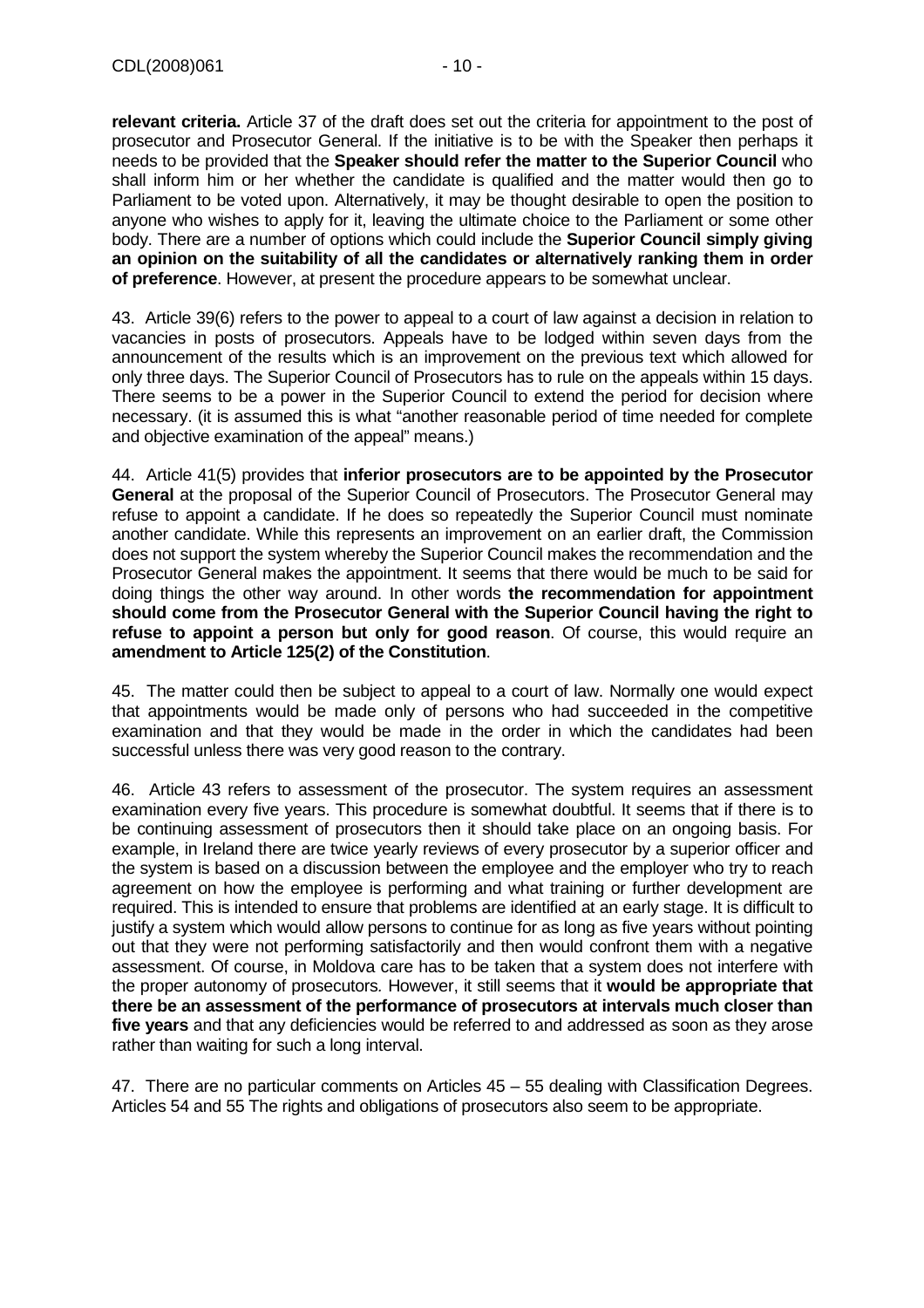**relevant criteria.** Article 37 of the draft does set out the criteria for appointment to the post of prosecutor and Prosecutor General. If the initiative is to be with the Speaker then perhaps it needs to be provided that the **Speaker should refer the matter to the Superior Council** who shall inform him or her whether the candidate is qualified and the matter would then go to Parliament to be voted upon. Alternatively, it may be thought desirable to open the position to anyone who wishes to apply for it, leaving the ultimate choice to the Parliament or some other body. There are a number of options which could include the **Superior Council simply giving an opinion on the suitability of all the candidates or alternatively ranking them in order of preference**. However, at present the procedure appears to be somewhat unclear.

43. Article 39(6) refers to the power to appeal to a court of law against a decision in relation to vacancies in posts of prosecutors. Appeals have to be lodged within seven days from the announcement of the results which is an improvement on the previous text which allowed for only three days. The Superior Council of Prosecutors has to rule on the appeals within 15 days. There seems to be a power in the Superior Council to extend the period for decision where necessary. (it is assumed this is what "another reasonable period of time needed for complete and objective examination of the appeal" means.)

44. Article 41(5) provides that **inferior prosecutors are to be appointed by the Prosecutor General** at the proposal of the Superior Council of Prosecutors. The Prosecutor General may refuse to appoint a candidate. If he does so repeatedly the Superior Council must nominate another candidate. While this represents an improvement on an earlier draft, the Commission does not support the system whereby the Superior Council makes the recommendation and the Prosecutor General makes the appointment. It seems that there would be much to be said for doing things the other way around. In other words **the recommendation for appointment should come from the Prosecutor General with the Superior Council having the right to refuse to appoint a person but only for good reason**. Of course, this would require an **amendment to Article 125(2) of the Constitution**.

45. The matter could then be subject to appeal to a court of law. Normally one would expect that appointments would be made only of persons who had succeeded in the competitive examination and that they would be made in the order in which the candidates had been successful unless there was very good reason to the contrary.

46. Article 43 refers to assessment of the prosecutor. The system requires an assessment examination every five years. This procedure is somewhat doubtful. It seems that if there is to be continuing assessment of prosecutors then it should take place on an ongoing basis. For example, in Ireland there are twice yearly reviews of every prosecutor by a superior officer and the system is based on a discussion between the employee and the employer who try to reach agreement on how the employee is performing and what training or further development are required. This is intended to ensure that problems are identified at an early stage. It is difficult to justify a system which would allow persons to continue for as long as five years without pointing out that they were not performing satisfactorily and then would confront them with a negative assessment. Of course, in Moldova care has to be taken that a system does not interfere with the proper autonomy of prosecutors. However, it still seems that it **would be appropriate that there be an assessment of the performance of prosecutors at intervals much closer than five years** and that any deficiencies would be referred to and addressed as soon as they arose rather than waiting for such a long interval.

47. There are no particular comments on Articles 45 – 55 dealing with Classification Degrees. Articles 54 and 55 The rights and obligations of prosecutors also seem to be appropriate.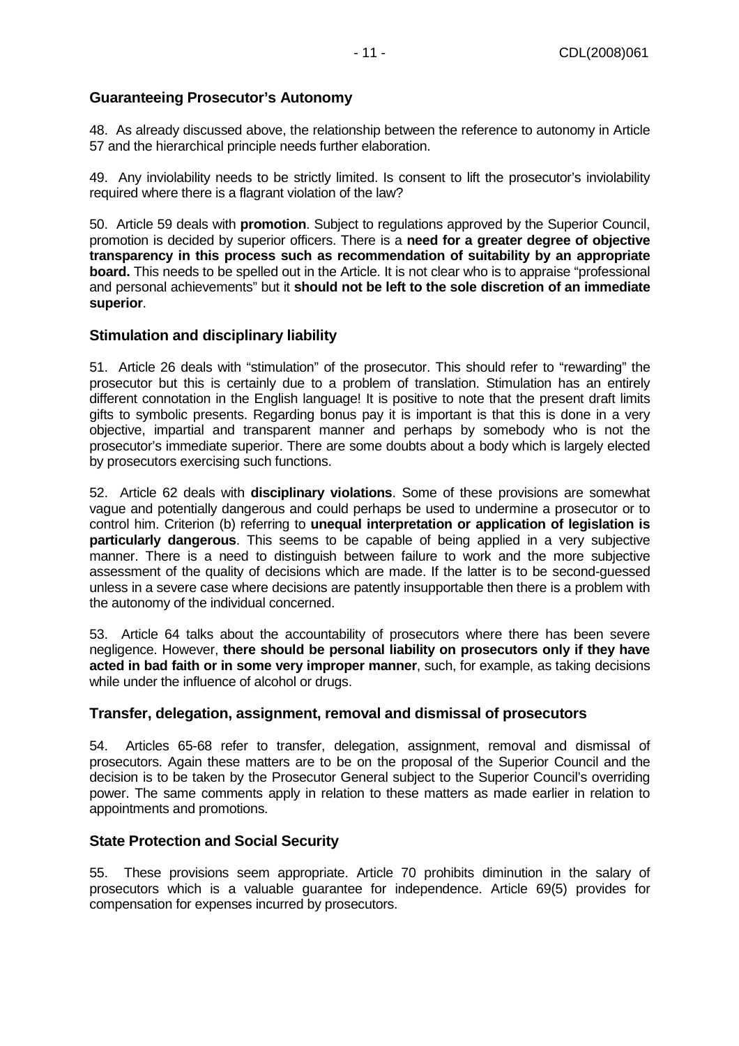## Guaranteeing Prosecutor's Autonomy

48. As already discussed above, the relationship between the reference to autonomy in Article 57 and the hierarchical principle needs further elaboration.

49. Any inviolability needs to be strictly limited. Is consent to lift the prosecutor's inviolability required where there is a flagrant violation of the law?

50. Article 59 deals with **promotion**. Subject to regulations approved by the Superior Council, promotion is decided by superior officers. There is a **need for a greater degree of objective transparency in this process such as recommendation of suitability by an appropriate board.** This needs to be spelled out in the Article. It is not clear who is to appraise "professional and personal achievements" but it **should not be left to the sole discretion of an immediate superior**.

## Stimulation and disciplinary liability

51. Article 26 deals with "stimulation" of the prosecutor. This should refer to "rewarding" the prosecutor but this is certainly due to a problem of translation. Stimulation has an entirely different connotation in the English language! It is positive to note that the present draft limits gifts to symbolic presents. Regarding bonus pay it is important is that this is done in a very objective, impartial and transparent manner and perhaps by somebody who is not the prosecutor's immediate superior. There are some doubts about a body which is largely elected by prosecutors exercising such functions.

52. Article 62 deals with **disciplinary violations**. Some of these provisions are somewhat vague and potentially dangerous and could perhaps be used to undermine a prosecutor or to control him. Criterion (b) referring to **unequal interpretation or application of legislation is particularly dangerous**. This seems to be capable of being applied in a very subjective manner. There is a need to distinguish between failure to work and the more subjective assessment of the quality of decisions which are made. If the latter is to be second-guessed unless in a severe case where decisions are patently insupportable then there is a problem with the autonomy of the individual concerned.

53. Article 64 talks about the accountability of prosecutors where there has been severe negligence. However, **there should be personal liability on prosecutors only if they have acted in bad faith or in some very improper manner**, such, for example, as taking decisions while under the influence of alcohol or drugs.

## Transfer, delegation, assignment, removal and dismissal of prosecutors

54. Articles 65-68 refer to transfer, delegation, assignment, removal and dismissal of prosecutors. Again these matters are to be on the proposal of the Superior Council and the decision is to be taken by the Prosecutor General subject to the Superior Council's overriding power. The same comments apply in relation to these matters as made earlier in relation to appointments and promotions.

## State Protection and Social Security

55. These provisions seem appropriate. Article 70 prohibits diminution in the salary of prosecutors which is a valuable guarantee for independence. Article 69(5) provides for compensation for expenses incurred by prosecutors.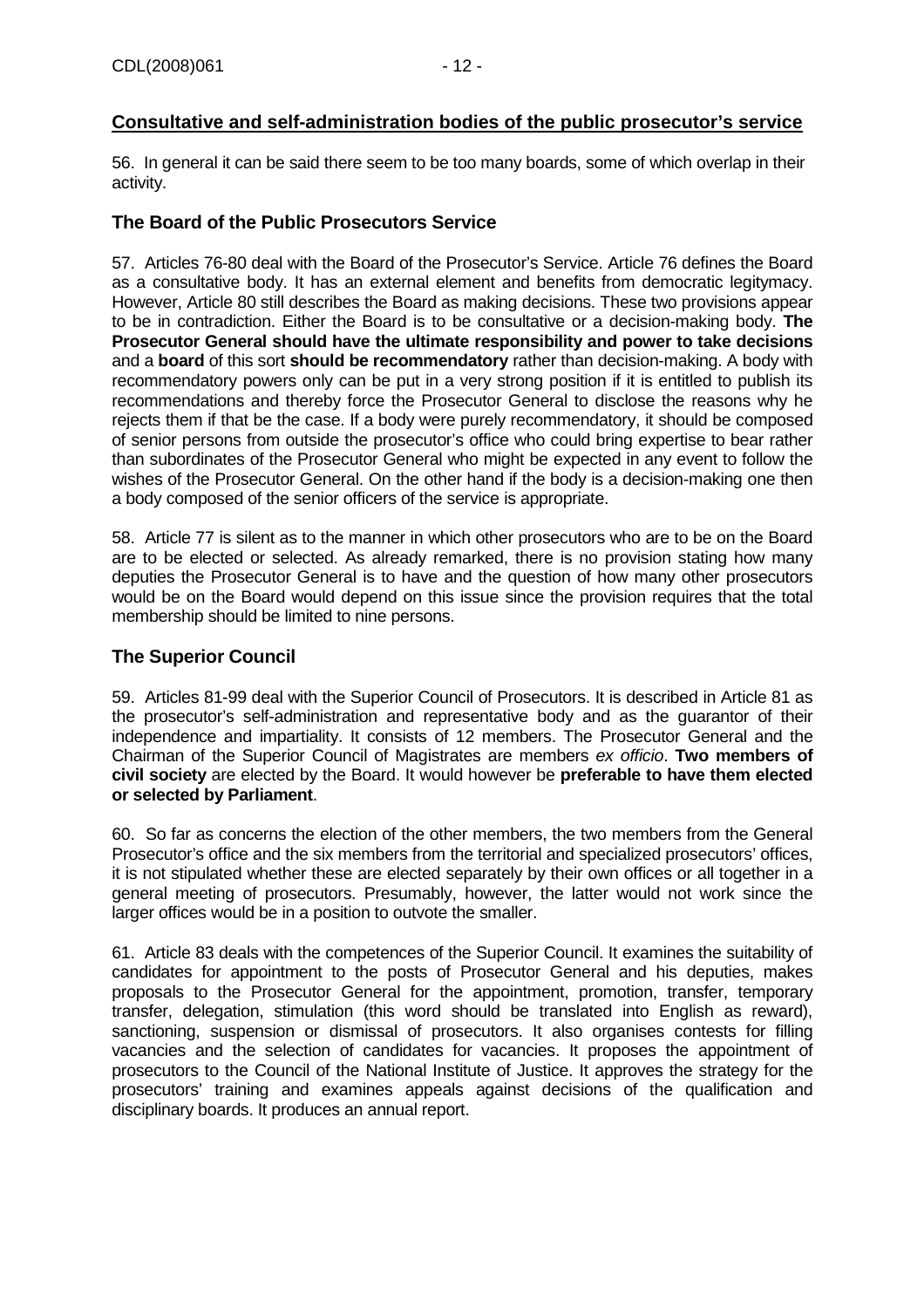## Consultative and self-administration bodies of the public prosecutor's service

56. In general it can be said there seem to be too many boards, some of which overlap in their activity.

### The Board of the Public Prosecutors Service

57. Articles 76-80 deal with the Board of the Prosecutor's Service. Article 76 defines the Board as a consultative body. It has an external element and benefits from democratic legitymacy. However, Article 80 still describes the Board as making decisions. These two provisions appear to be in contradiction. Either the Board is to be consultative or a decision-making body. **The Prosecutor General should have the ultimate responsibility and power to take decisions** and a **board** of this sort **should be recommendatory** rather than decision-making. A body with recommendatory powers only can be put in a very strong position if it is entitled to publish its recommendations and thereby force the Prosecutor General to disclose the reasons why he rejects them if that be the case. If a body were purely recommendatory, it should be composed of senior persons from outside the prosecutor's office who could bring expertise to bear rather than subordinates of the Prosecutor General who might be expected in any event to follow the wishes of the Prosecutor General. On the other hand if the body is a decision-making one then a body composed of the senior officers of the service is appropriate.

58. Article 77 is silent as to the manner in which other prosecutors who are to be on the Board are to be elected or selected. As already remarked, there is no provision stating how many deputies the Prosecutor General is to have and the question of how many other prosecutors would be on the Board would depend on this issue since the provision requires that the total membership should be limited to nine persons.

### The Superior Council

59. Articles 81-99 deal with the Superior Council of Prosecutors. It is described in Article 81 as the prosecutor's self-administration and representative body and as the guarantor of their independence and impartiality. It consists of 12 members. The Prosecutor General and the Chairman of the Superior Council of Magistrates are members *ex officio*. **Two members of civil society** are elected by the Board. It would however be **preferable to have them elected or selected by Parliament**.

60. So far as concerns the election of the other members, the two members from the General Prosecutor's office and the six members from the territorial and specialized prosecutors' offices, it is not stipulated whether these are elected separately by their own offices or all together in a general meeting of prosecutors. Presumably, however, the latter would not work since the larger offices would be in a position to outvote the smaller.

61. Article 83 deals with the competences of the Superior Council. It examines the suitability of candidates for appointment to the posts of Prosecutor General and his deputies, makes proposals to the Prosecutor General for the appointment, promotion, transfer, temporary transfer, delegation, stimulation (this word should be translated into English as reward), sanctioning, suspension or dismissal of prosecutors. It also organises contests for filling vacancies and the selection of candidates for vacancies. It proposes the appointment of prosecutors to the Council of the National Institute of Justice. It approves the strategy for the prosecutors' training and examines appeals against decisions of the qualification and disciplinary boards. It produces an annual report.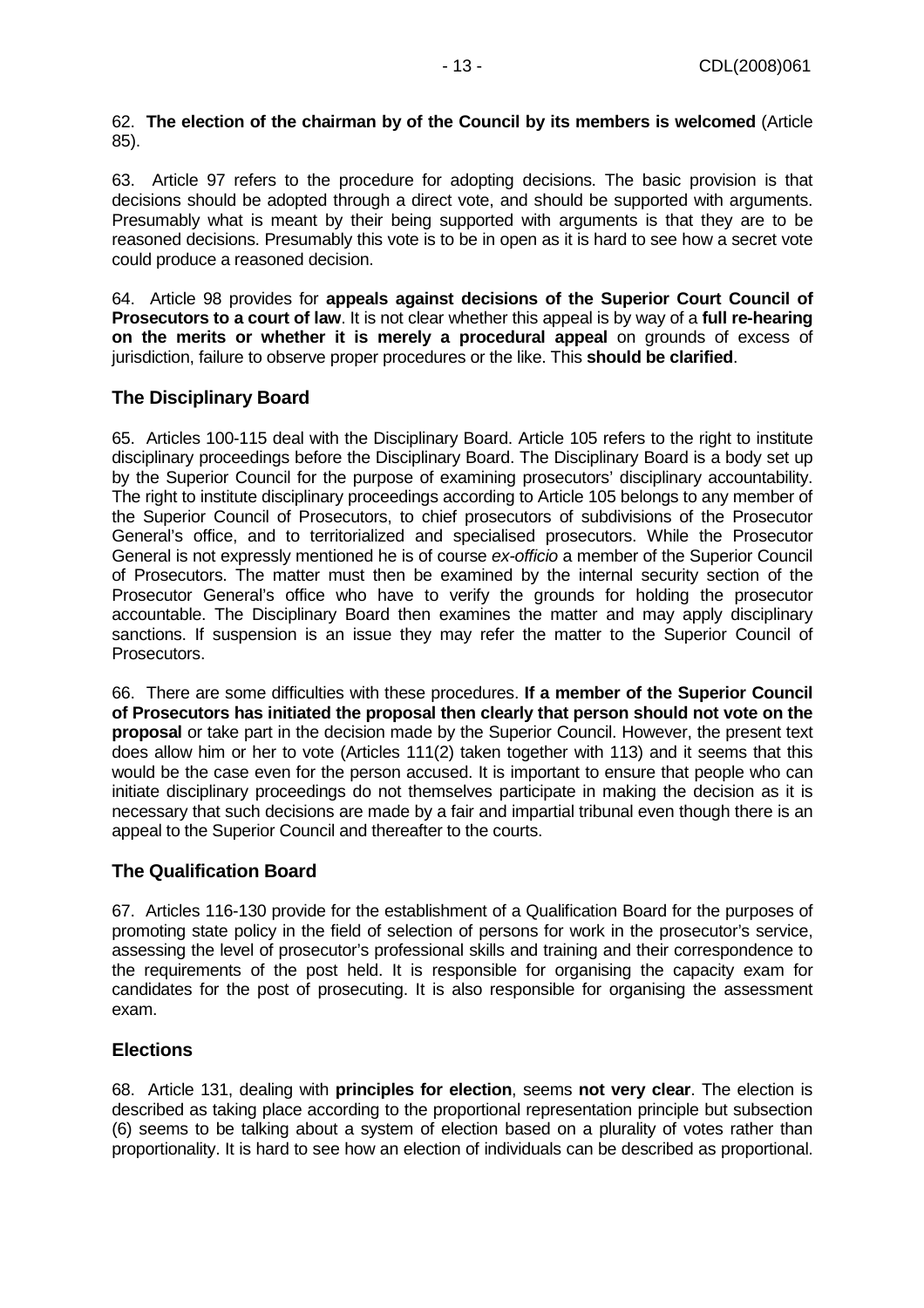62. **The election of the chairman by of the Council by its members is welcomed** (Article 85).

63. Article 97 refers to the procedure for adopting decisions. The basic provision is that decisions should be adopted through a direct vote, and should be supported with arguments. Presumably what is meant by their being supported with arguments is that they are to be reasoned decisions. Presumably this vote is to be in open as it is hard to see how a secret vote could produce a reasoned decision.

64. Article 98 provides for **appeals against decisions of the Superior Court Council of Prosecutors to a court of law**. It is not clear whether this appeal is by way of a **full re-hearing on the merits or whether it is merely a procedural appeal** on grounds of excess of jurisdiction, failure to observe proper procedures or the like. This **should be clarified**.

## The Disciplinary Board

65. Articles 100-115 deal with the Disciplinary Board. Article 105 refers to the right to institute disciplinary proceedings before the Disciplinary Board. The Disciplinary Board is a body set up by the Superior Council for the purpose of examining prosecutors' disciplinary accountability. The right to institute disciplinary proceedings according to Article 105 belongs to any member of the Superior Council of Prosecutors, to chief prosecutors of subdivisions of the Prosecutor General's office, and to territorialized and specialised prosecutors. While the Prosecutor General is not expressly mentioned he is of course *ex-officio* a member of the Superior Council of Prosecutors. The matter must then be examined by the internal security section of the Prosecutor General's office who have to verify the grounds for holding the prosecutor accountable. The Disciplinary Board then examines the matter and may apply disciplinary sanctions. If suspension is an issue they may refer the matter to the Superior Council of Prosecutors.

66. There are some difficulties with these procedures. **If a member of the Superior Council of Prosecutors has initiated the proposal then clearly that person should not vote on the proposal** or take part in the decision made by the Superior Council. However, the present text does allow him or her to vote (Articles 111(2) taken together with 113) and it seems that this would be the case even for the person accused. It is important to ensure that people who can initiate disciplinary proceedings do not themselves participate in making the decision as it is necessary that such decisions are made by a fair and impartial tribunal even though there is an appeal to the Superior Council and thereafter to the courts.

## The Qualification Board

67. Articles 116-130 provide for the establishment of a Qualification Board for the purposes of promoting state policy in the field of selection of persons for work in the prosecutor's service, assessing the level of prosecutor's professional skills and training and their correspondence to the requirements of the post held. It is responsible for organising the capacity exam for candidates for the post of prosecuting. It is also responsible for organising the assessment exam.

## Elections

68. Article 131, dealing with **principles for election**, seems **not very clear**. The election is described as taking place according to the proportional representation principle but subsection (6) seems to be talking about a system of election based on a plurality of votes rather than proportionality. It is hard to see how an election of individuals can be described as proportional.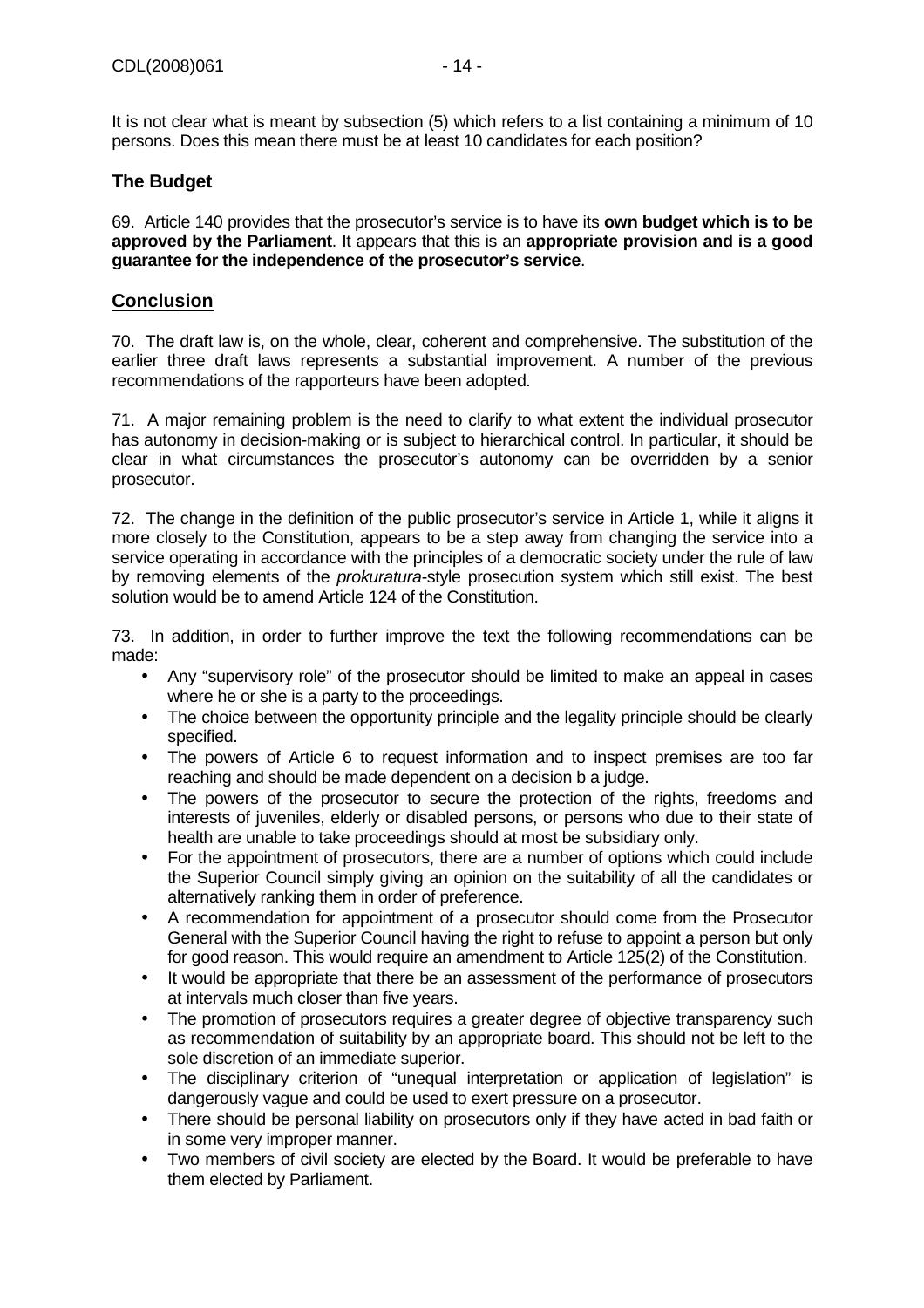It is not clear what is meant by subsection (5) which refers to a list containing a minimum of 10 persons. Does this mean there must be at least 10 candidates for each position?

### The Budget

69. Article 140 provides that the prosecutor's service is to have its **own budget which is to be approved by the Parliament**. It appears that this is an **appropriate provision and is a good guarantee for the independence of the prosecutor's service**.

## Conclusion

70. The draft law is, on the whole, clear, coherent and comprehensive. The substitution of the earlier three draft laws represents a substantial improvement. A number of the previous recommendations of the rapporteurs have been adopted.

71. A major remaining problem is the need to clarify to what extent the individual prosecutor has autonomy in decision-making or is subject to hierarchical control. In particular, it should be clear in what circumstances the prosecutor's autonomy can be overridden by a senior prosecutor.

72. The change in the definition of the public prosecutor's service in Article 1, while it aligns it more closely to the Constitution, appears to be a step away from changing the service into a service operating in accordance with the principles of a democratic society under the rule of law by removing elements of the *prokuratura*-style prosecution system which still exist. The best solution would be to amend Article 124 of the Constitution.

73. In addition, in order to further improve the text the following recommendations can be made:

- Any "supervisory role" of the prosecutor should be limited to make an appeal in cases where he or she is a party to the proceedings.
- The choice between the opportunity principle and the legality principle should be clearly specified.
- The powers of Article 6 to request information and to inspect premises are too far reaching and should be made dependent on a decision b a judge.
- The powers of the prosecutor to secure the protection of the rights, freedoms and interests of juveniles, elderly or disabled persons, or persons who due to their state of health are unable to take proceedings should at most be subsidiary only.
- For the appointment of prosecutors, there are a number of options which could include the Superior Council simply giving an opinion on the suitability of all the candidates or alternatively ranking them in order of preference.
- A recommendation for appointment of a prosecutor should come from the Prosecutor General with the Superior Council having the right to refuse to appoint a person but only for good reason. This would require an amendment to Article 125(2) of the Constitution.
- It would be appropriate that there be an assessment of the performance of prosecutors at intervals much closer than five years.
- The promotion of prosecutors requires a greater degree of objective transparency such as recommendation of suitability by an appropriate board. This should not be left to the sole discretion of an immediate superior.
- The disciplinary criterion of "unequal interpretation or application of legislation" is dangerously vague and could be used to exert pressure on a prosecutor.
- There should be personal liability on prosecutors only if they have acted in bad faith or in some very improper manner.
- Two members of civil society are elected by the Board. It would be preferable to have them elected by Parliament.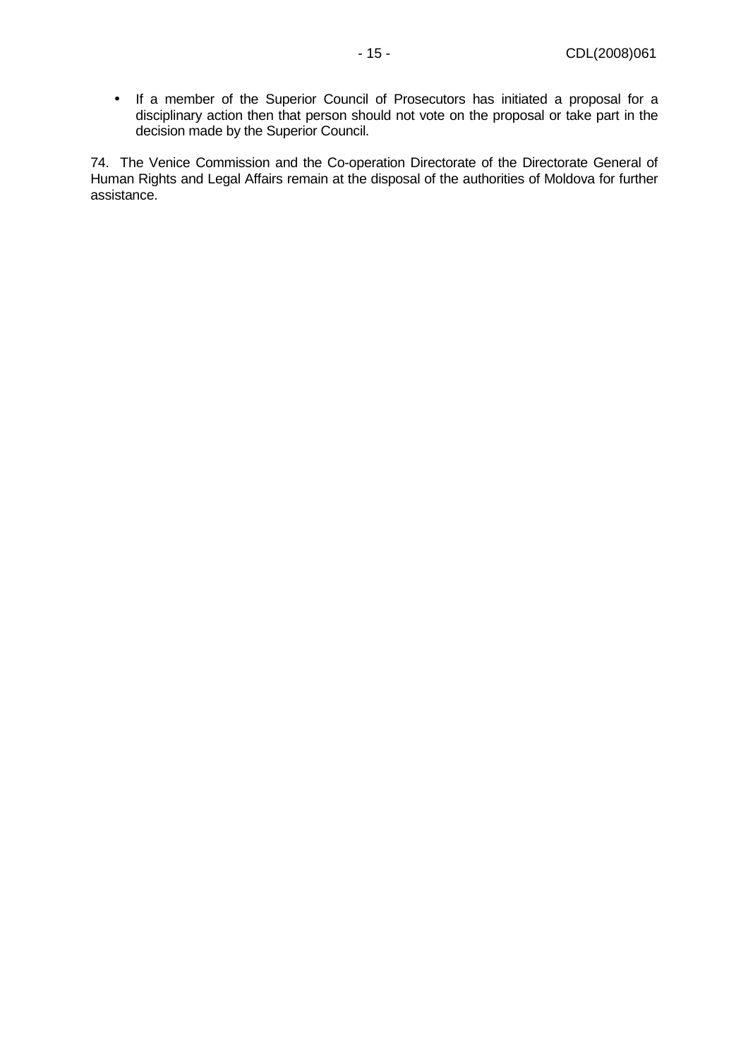- If a member of the Superior Council of Prosecutors has initiated a proposal for a disciplinary action then that person should not vote on the proposal or take part in the decision made by the Superior Council.

74. The Venice Commission and the Co-operation Directorate of the Directorate General of Human Rights and Legal Affairs remain at the disposal of the authorities of Moldova for further assistance.